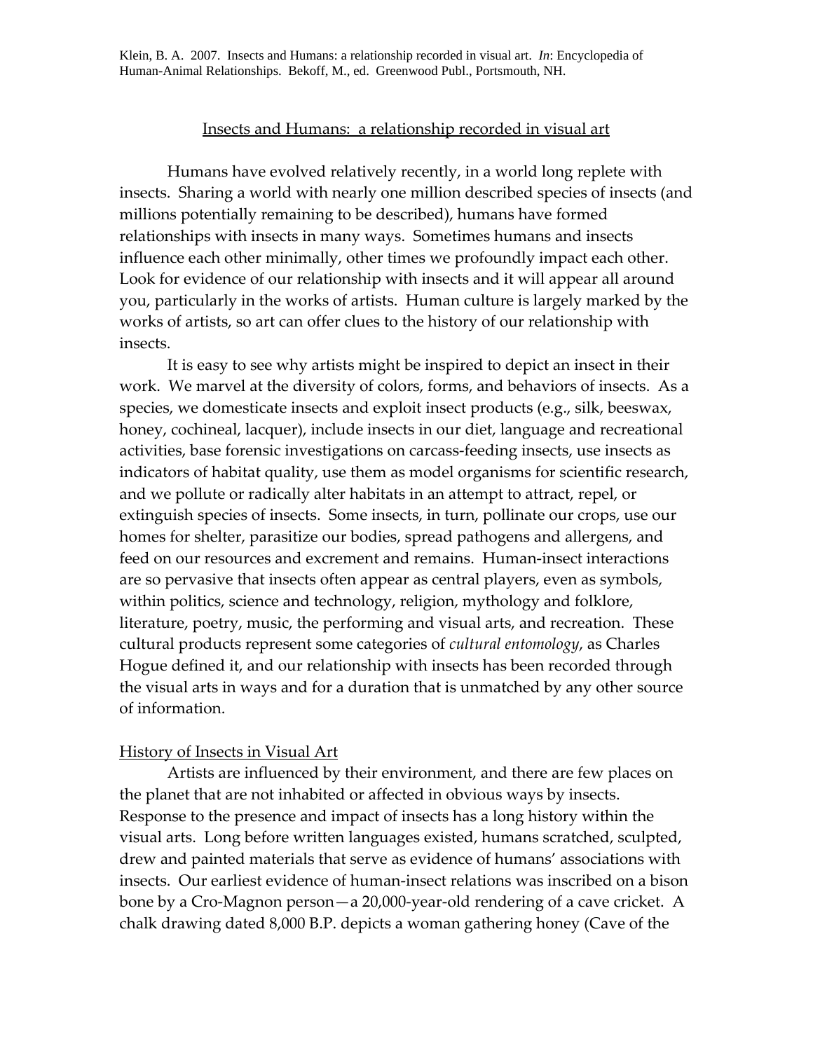Klein, B. A. 2007. Insects and Humans: a relationship recorded in visual art. *In*: Encyclopedia of Human-Animal Relationships. Bekoff, M., ed. Greenwood Publ., Portsmouth, NH.

# Insects and Humans: a relationship recorded in visual art

Humans have evolved relatively recently, in a world long replete with insects. Sharing a world with nearly one million described species of insects (and millions potentially remaining to be described), humans have formed relationships with insects in many ways. Sometimes humans and insects influence each other minimally, other times we profoundly impact each other. Look for evidence of our relationship with insects and it will appear all around you, particularly in the works of artists. Human culture is largely marked by the works of artists, so art can offer clues to the history of our relationship with insects.

It is easy to see why artists might be inspired to depict an insect in their work. We marvel at the diversity of colors, forms, and behaviors of insects. As a species, we domesticate insects and exploit insect products (e.g., silk, beeswax, honey, cochineal, lacquer), include insects in our diet, language and recreational activities, base forensic investigations on carcass-feeding insects, use insects as indicators of habitat quality, use them as model organisms for scientific research, and we pollute or radically alter habitats in an attempt to attract, repel, or extinguish species of insects. Some insects, in turn, pollinate our crops, use our homes for shelter, parasitize our bodies, spread pathogens and allergens, and feed on our resources and excrement and remains. Human-insect interactions are so pervasive that insects often appear as central players, even as symbols, within politics, science and technology, religion, mythology and folklore, literature, poetry, music, the performing and visual arts, and recreation. These cultural products represent some categories of *cultural entomology*, as Charles Hogue defined it, and our relationship with insects has been recorded through the visual arts in ways and for a duration that is unmatched by any other source of information.

## History of Insects in Visual Art

Artists are influenced by their environment, and there are few places on the planet that are not inhabited or affected in obvious ways by insects. Response to the presence and impact of insects has a long history within the visual arts. Long before written languages existed, humans scratched, sculpted, drew and painted materials that serve as evidence of humans' associations with insects. Our earliest evidence of human-insect relations was inscribed on a bison bone by a Cro-Magnon person—a 20,000-year-old rendering of a cave cricket. A chalk drawing dated 8,000 B.P. depicts a woman gathering honey (Cave of the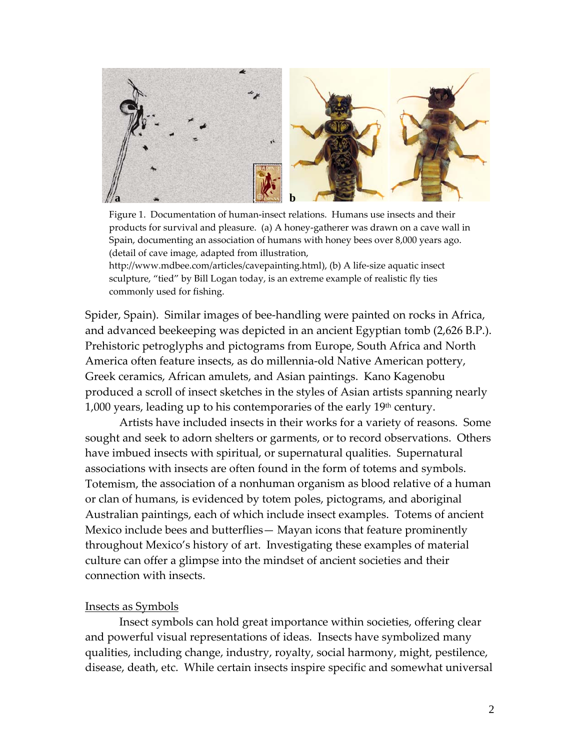Figure 1. Documentation of human-insect relations. Humans use insects and their products for survival and pleasure. (a) A honey-gatherer was drawn on a cave wall in Spain, documenting an association of humans with honey bees over 8,000 years ago. (detail of cave image, adapted from illustration, http://www.mdbee.com/articles/cavepainting.html), (b) A life-size aquatic insect sculpture, "tied" by Bill Logan today, is an extreme example of realistic fly ties commonly used for fishing.

Spider, Spain). Similar images of bee-handling were painted on rocks in Africa, and advanced beekeeping was depicted in an ancient Egyptian tomb (2,626 B.P.). Prehistoric petroglyphs and pictograms from Europe, South Africa and North America often feature insects, as do millennia-old Native American pottery, Greek ceramics, African amulets, and Asian paintings. Kano Kagenobu produced a scroll of insect sketches in the styles of Asian artists spanning nearly 1,000 years, leading up to his contemporaries of the early 19th century.

Artists have included insects in their works for a variety of reasons. Some sought and seek to adorn shelters or garments, or to record observations. Others have imbued insects with spiritual, or supernatural qualities. Supernatural associations with insects are often found in the form of totems and symbols. Totemism, the association of a nonhuman organism as blood relative of a human or clan of humans, is evidenced by totem poles, pictograms, and aboriginal Australian paintings, each of which include insect examples. Totems of ancient Mexico include bees and butterflies— Mayan icons that feature prominently throughout Mexico's history of art. Investigating these examples of material culture can offer a glimpse into the mindset of ancient societies and their connection with insects.

Insects as Symbols

Insect symbols can hold great importance within societies, offering clear and powerful visual representations of ideas. Insects have symbolized many qualities, including change, industry, royalty, social harmony, might, pestilence, disease, death, etc. While certain insects inspire specific and somewhat universal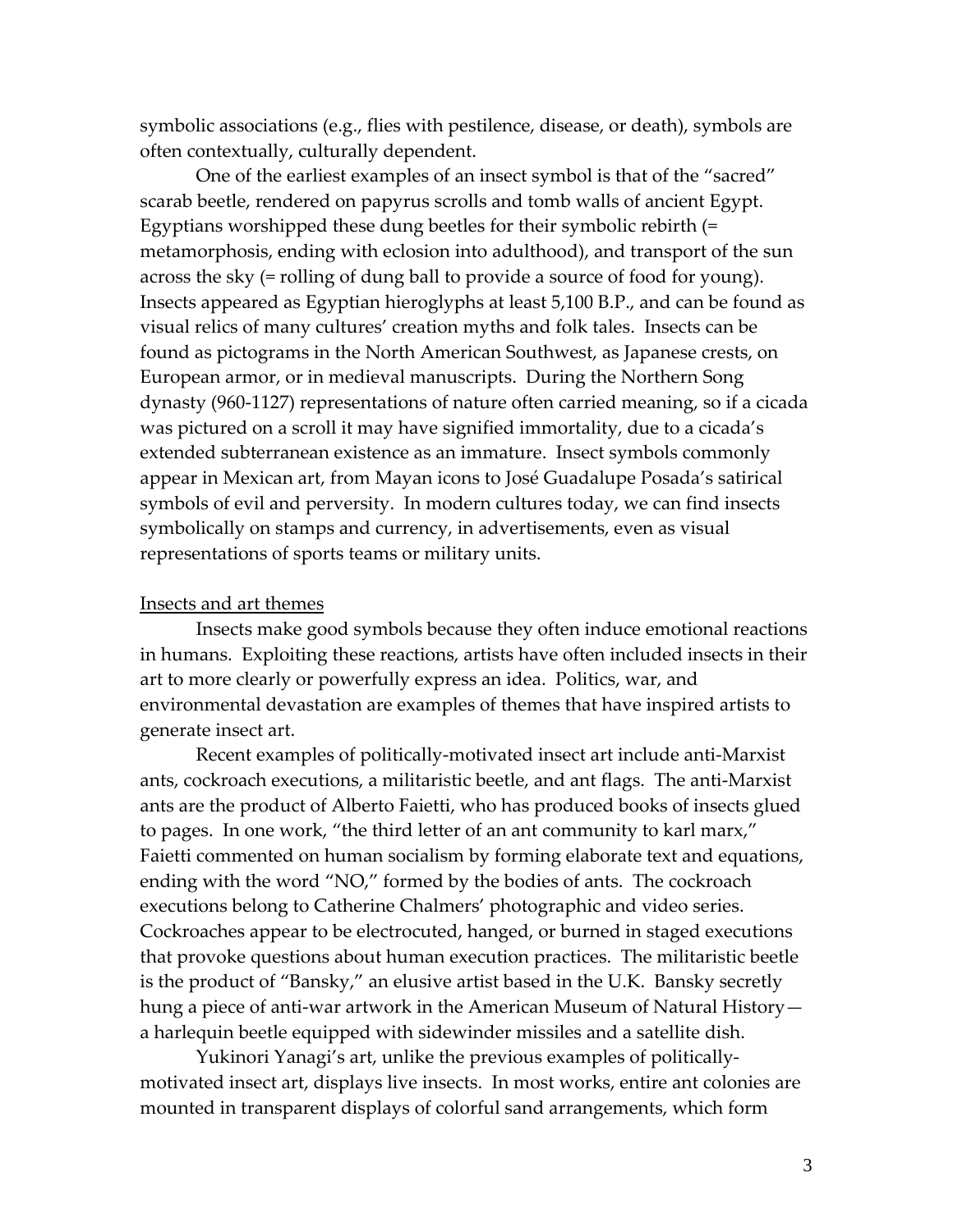symbolic associations (e.g., flies with pestilence, disease, or death), symbols are often contextually, culturally dependent.

One of the earliest examples of an insect symbol is that of the "sacred" scarab beetle, rendered on papyrus scrolls and tomb walls of ancient Egypt. Egyptians worshipped these dung beetles for their symbolic rebirth (= metamorphosis, ending with eclosion into adulthood), and transport of the sun across the sky (= rolling of dung ball to provide a source of food for young). Insects appeared as Egyptian hieroglyphs at least 5,100 B.P., and can be found as visual relics of many cultures' creation myths and folk tales. Insects can be found as pictograms in the North American Southwest, as Japanese crests, on European armor, or in medieval manuscripts. During the Northern Song dynasty (960-1127) representations of nature often carried meaning, so if a cicada was pictured on a scroll it may have signified immortality, due to a cicada's extended subterranean existence as an immature. Insect symbols commonly appear in Mexican art, from Mayan icons to José Guadalupe Posada's satirical symbols of evil and perversity. In modern cultures today, we can find insects symbolically on stamps and currency, in advertisements, even as visual representations of sports teams or military units.

<u>Insects and art themes</u>

Insects make good symbols because they often induce emotional reactions in humans. Exploiting these reactions, artists have often included insects in their art to more clearly or powerfully express an idea. Politics, war, and environmental devastation are examples of themes that have inspired artists to generate insect art.

Recent examples of politically-motivated insect art include anti-Marxist ants, cockroach executions, a militaristic beetle, and ant flags. The anti-Marxist ants are the product of Alberto Faietti, who has produced books of insects glued to pages. In one work, "the third letter of an ant community to karl marx," Faietti commented on human socialism by forming elaborate text and equations, ending with the word "NO," formed by the bodies of ants. The cockroach executions belong to Catherine Chalmers' photographic and video series. Cockroaches appear to be electrocuted, hanged, or burned in staged executions that provoke questions about human execution practices. The militaristic beetle is the product of "Bansky," an elusive artist based in the U.K. Bansky secretly hung a piece of anti-war artwork in the American Museum of Natural History—a harlequin beetle equipped with sidewinder missiles and a satellite dish.

Yukinori Yanagi's art, unlike the previous examples of politically-motivated insect art, displays live insects. In most works, entire ant colonies are mounted in transparent displays of colorful sand arrangements, which form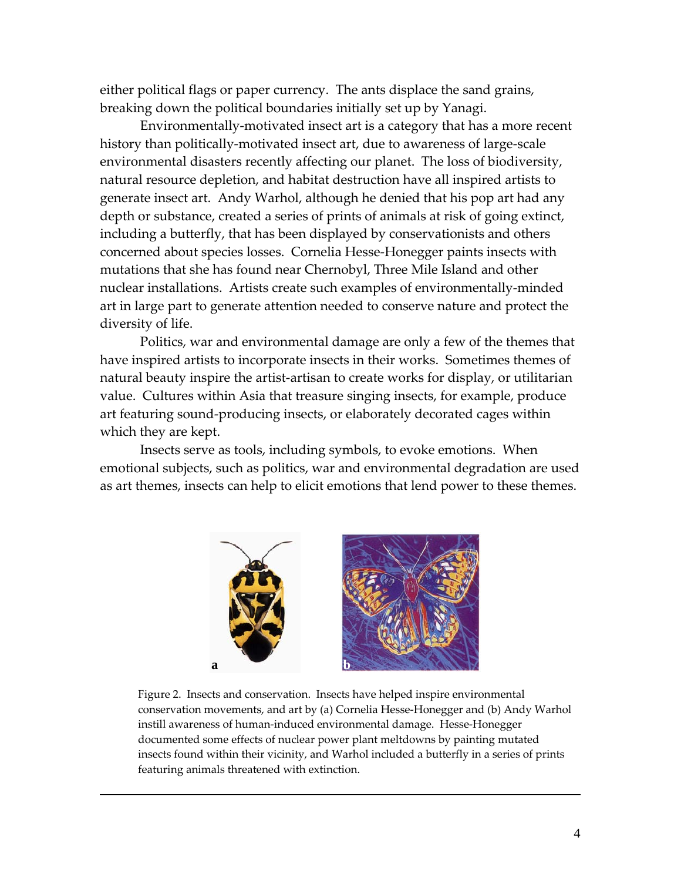either political flags or paper currency. The ants displace the sand grains, breaking down the political boundaries initially set up by Yanagi.

Environmentally-motivated insect art is a category that has a more recent history than politically-motivated insect art, due to awareness of large-scale environmental disasters recently affecting our planet. The loss of biodiversity, natural resource depletion, and habitat destruction have all inspired artists to generate insect art. Andy Warhol, although he denied that his pop art had any depth or substance, created a series of prints of animals at risk of going extinct, including a butterfly, that has been displayed by conservationists and others concerned about species losses. Cornelia Hesse-Honegger paints insects with mutations that she has found near Chernobyl, Three Mile Island and other nuclear installations. Artists create such examples of environmentally-minded art in large part to generate attention needed to conserve nature and protect the diversity of life.

Politics, war and environmental damage are only a few of the themes that have inspired artists to incorporate insects in their works. Sometimes themes of natural beauty inspire the artist-artisan to create works for display, or utilitarian value. Cultures within Asia that treasure singing insects, for example, produce art featuring sound-producing insects, or elaborately decorated cages within which they are kept.

Insects serve as tools, including symbols, to evoke emotions. When emotional subjects, such as politics, war and environmental degradation are used as art themes, insects can help to elicit emotions that lend power to these themes.

Figure 2. Insects and conservation. Insects have helped inspire environmental conservation movements, and art by (a) Cornelia Hesse-Honegger and (b) Andy Warhol instill awareness of human-induced environmental damage. Hesse-Honegger documented some effects of nuclear power plant meltdowns by painting mutated insects found within their vicinity, and Warhol included a butterfly in a series of prints featuring animals threatened with extinction.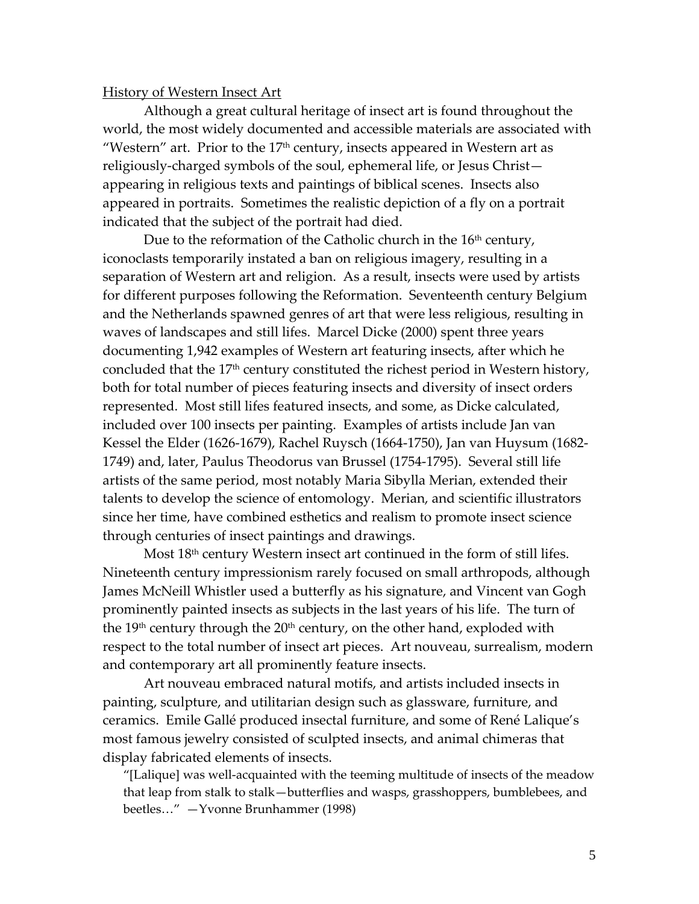## History of Western Insect Art

Although a great cultural heritage of insect art is found throughout the world, the most widely documented and accessible materials are associated with "Western" art. Prior to the 17th century, insects appeared in Western art as religiously-charged symbols of the soul, ephemeral life, or Jesus Christ—appearing in religious texts and paintings of biblical scenes. Insects also appeared in portraits. Sometimes the realistic depiction of a fly on a portrait indicated that the subject of the portrait had died.

Due to the reformation of the Catholic church in the 16th century, iconoclasts temporarily instated a ban on religious imagery, resulting in a separation of Western art and religion. As a result, insects were used by artists for different purposes following the Reformation. Seventeenth century Belgium and the Netherlands spawned genres of art that were less religious, resulting in waves of landscapes and still lifes. Marcel Dicke (2000) spent three years documenting 1,942 examples of Western art featuring insects, after which he concluded that the 17th century constituted the richest period in Western history, both for total number of pieces featuring insects and diversity of insect orders represented. Most still lifes featured insects, and some, as Dicke calculated, included over 100 insects per painting. Examples of artists include Jan van Kessel the Elder (1626-1679), Rachel Ruysch (1664-1750), Jan van Huysum (1682-1749) and, later, Paulus Theodorus van Brussel (1754-1795). Several still life artists of the same period, most notably Maria Sibylla Merian, extended their talents to develop the science of entomology. Merian, and scientific illustrators since her time, have combined esthetics and realism to promote insect science through centuries of insect paintings and drawings.

Most 18th century Western insect art continued in the form of still lifes. Nineteenth century impressionism rarely focused on small arthropods, although James McNeill Whistler used a butterfly as his signature, and Vincent van Gogh prominently painted insects as subjects in the last years of his life. The turn of the 19th century through the 20th century, on the other hand, exploded with respect to the total number of insect art pieces. Art nouveau, surrealism, modern and contemporary art all prominently feature insects.

Art nouveau embraced natural motifs, and artists included insects in painting, sculpture, and utilitarian design such as glassware, furniture, and ceramics. Emile Gallé produced insectal furniture, and some of René Lalique's most famous jewelry consisted of sculpted insects, and animal chimeras that display fabricated elements of insects.

> "[Lalique] was well-acquainted with the teeming multitude of insects of the meadow that leap from stalk to stalk—butterflies and wasps, grasshoppers, bumblebees, and beetles…" —Yvonne Brunhammer (1998)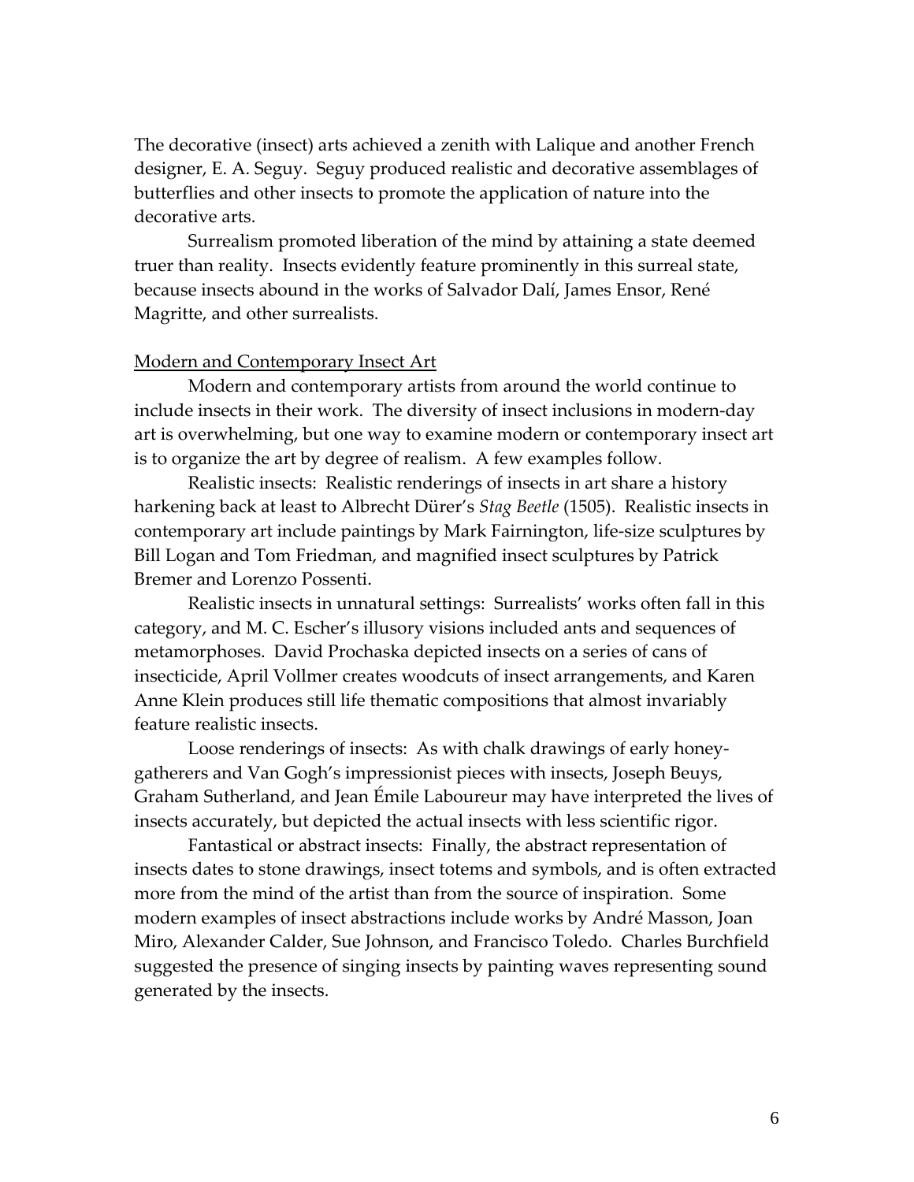The decorative (insect) arts achieved a zenith with Lalique and another French designer, E. A. Seguy. Seguy produced realistic and decorative assemblages of butterflies and other insects to promote the application of nature into the decorative arts.

Surrealism promoted liberation of the mind by attaining a state deemed truer than reality. Insects evidently feature prominently in this surreal state, because insects abound in the works of Salvador Dalí, James Ensor, René Magritte, and other surrealists.

## Modern and Contemporary Insect Art

Modern and contemporary artists from around the world continue to include insects in their work. The diversity of insect inclusions in modern-day art is overwhelming, but one way to examine modern or contemporary insect art is to organize the art by degree of realism. A few examples follow.

Realistic insects: Realistic renderings of insects in art share a history harkening back at least to Albrecht Dürer's *Stag Beetle* (1505). Realistic insects in contemporary art include paintings by Mark Fairnington, life-size sculptures by Bill Logan and Tom Friedman, and magnified insect sculptures by Patrick Bremer and Lorenzo Possenti.

Realistic insects in unnatural settings: Surrealists' works often fall in this category, and M. C. Escher's illusory visions included ants and sequences of metamorphoses. David Prochaska depicted insects on a series of cans of insecticide, April Vollmer creates woodcuts of insect arrangements, and Karen Anne Klein produces still life thematic compositions that almost invariably feature realistic insects.

Loose renderings of insects: As with chalk drawings of early honey-gatherers and Van Gogh's impressionist pieces with insects, Joseph Beuys, Graham Sutherland, and Jean Émile Laboureur may have interpreted the lives of insects accurately, but depicted the actual insects with less scientific rigor.

Fantastical or abstract insects: Finally, the abstract representation of insects dates to stone drawings, insect totems and symbols, and is often extracted more from the mind of the artist than from the source of inspiration. Some modern examples of insect abstractions include works by André Masson, Joan Miro, Alexander Calder, Sue Johnson, and Francisco Toledo. Charles Burchfield suggested the presence of singing insects by painting waves representing sound generated by the insects.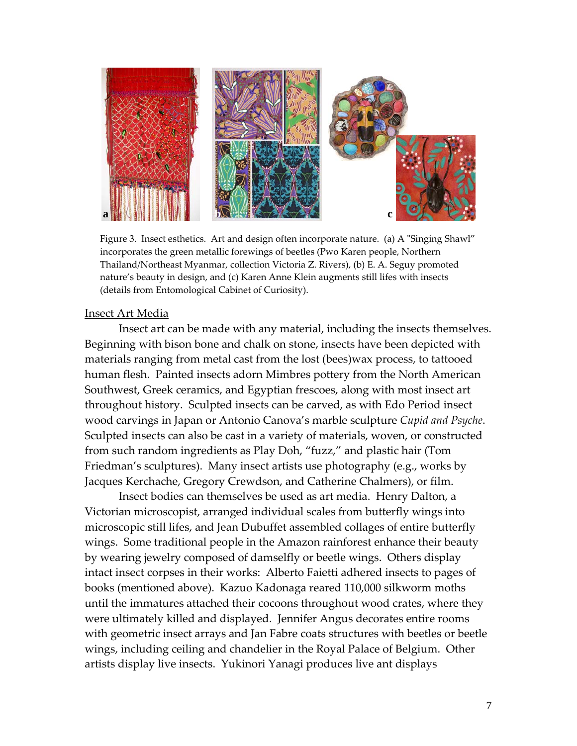Figure 3. Insect esthetics. Art and design often incorporate nature. (a) A "Singing Shawl" incorporates the green metallic forewings of beetles (Pwo Karen people, Northern Thailand/Northeast Myanmar, collection Victoria Z. Rivers), (b) E. A. Seguy promoted nature's beauty in design, and (c) Karen Anne Klein augments still lifes with insects (details from Entomological Cabinet of Curiosity).

<u>Insect Art Media</u>

Insect art can be made with any material, including the insects themselves. Beginning with bison bone and chalk on stone, insects have been depicted with materials ranging from metal cast from the lost (bees)wax process, to tattooed human flesh. Painted insects adorn Mimbres pottery from the North American Southwest, Greek ceramics, and Egyptian frescoes, along with most insect art throughout history. Sculpted insects can be carved, as with Edo Period insect wood carvings in Japan or Antonio Canova's marble sculpture *Cupid and Psyche*. Sculpted insects can also be cast in a variety of materials, woven, or constructed from such random ingredients as Play Doh, "fuzz," and plastic hair (Tom Friedman's sculptures). Many insect artists use photography (e.g., works by Jacques Kerchache, Gregory Crewdson, and Catherine Chalmers), or film.

Insect bodies can themselves be used as art media. Henry Dalton, a Victorian microscopist, arranged individual scales from butterfly wings into microscopic still lifes, and Jean Dubuffet assembled collages of entire butterfly wings. Some traditional people in the Amazon rainforest enhance their beauty by wearing jewelry composed of damselfly or beetle wings. Others display intact insect corpses in their works: Alberto Faietti adhered insects to pages of books (mentioned above). Kazuo Kadonaga reared 110,000 silkworm moths until the immatures attached their cocoons throughout wood crates, where they were ultimately killed and displayed. Jennifer Angus decorates entire rooms with geometric insect arrays and Jan Fabre coats structures with beetles or beetle wings, including ceiling and chandelier in the Royal Palace of Belgium. Other artists display live insects. Yukinori Yanagi produces live ant displays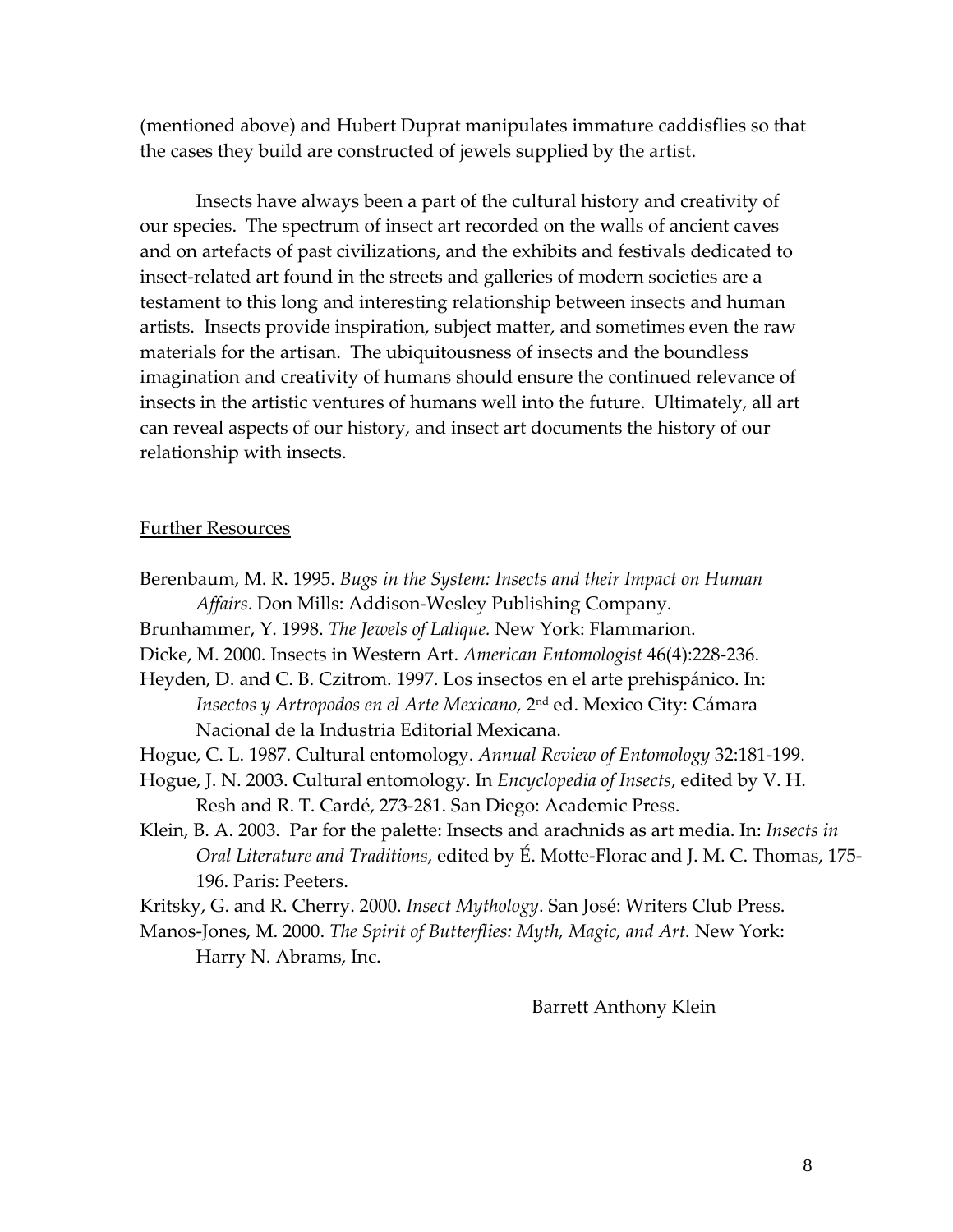(mentioned above) and Hubert Duprat manipulates immature caddisflies so that the cases they build are constructed of jewels supplied by the artist.

Insects have always been a part of the cultural history and creativity of our species. The spectrum of insect art recorded on the walls of ancient caves and on artefacts of past civilizations, and the exhibits and festivals dedicated to insect-related art found in the streets and galleries of modern societies are a testament to this long and interesting relationship between insects and human artists. Insects provide inspiration, subject matter, and sometimes even the raw materials for the artisan. The ubiquitousness of insects and the boundless imagination and creativity of humans should ensure the continued relevance of insects in the artistic ventures of humans well into the future. Ultimately, all art can reveal aspects of our history, and insect art documents the history of our relationship with insects.

## Further Resources

Berenbaum, M. R. 1995. *Bugs in the System: Insects and their Impact on Human Affairs*. Don Mills: Addison-Wesley Publishing Company.

Brunhammer, Y. 1998. *The Jewels of Lalique.* New York: Flammarion.

Dicke, M. 2000. Insects in Western Art. *American Entomologist* 46(4):228-236.

Heyden, D. and C. B. Czitrom. 1997. Los insectos en el arte prehispánico. In: *Insectos y Artropodos en el Arte Mexicano,* 2nd ed. Mexico City: Cámara Nacional de la Industria Editorial Mexicana.

Hogue, C. L. 1987. Cultural entomology. *Annual Review of Entomology* 32:181-199.

Hogue, J. N. 2003. Cultural entomology. In *Encyclopedia of Insects*, edited by V. H. Resh and R. T. Cardé, 273-281. San Diego: Academic Press.

Klein, B. A. 2003. Par for the palette: Insects and arachnids as art media. In: *Insects in Oral Literature and Traditions*, edited by É. Motte-Florac and J. M. C. Thomas, 175-196. Paris: Peeters.

Kritsky, G. and R. Cherry. 2000. *Insect Mythology*. San José: Writers Club Press.

Manos-Jones, M. 2000. *The Spirit of Butterflies: Myth, Magic, and Art.* New York: Harry N. Abrams, Inc.

Barrett Anthony Klein